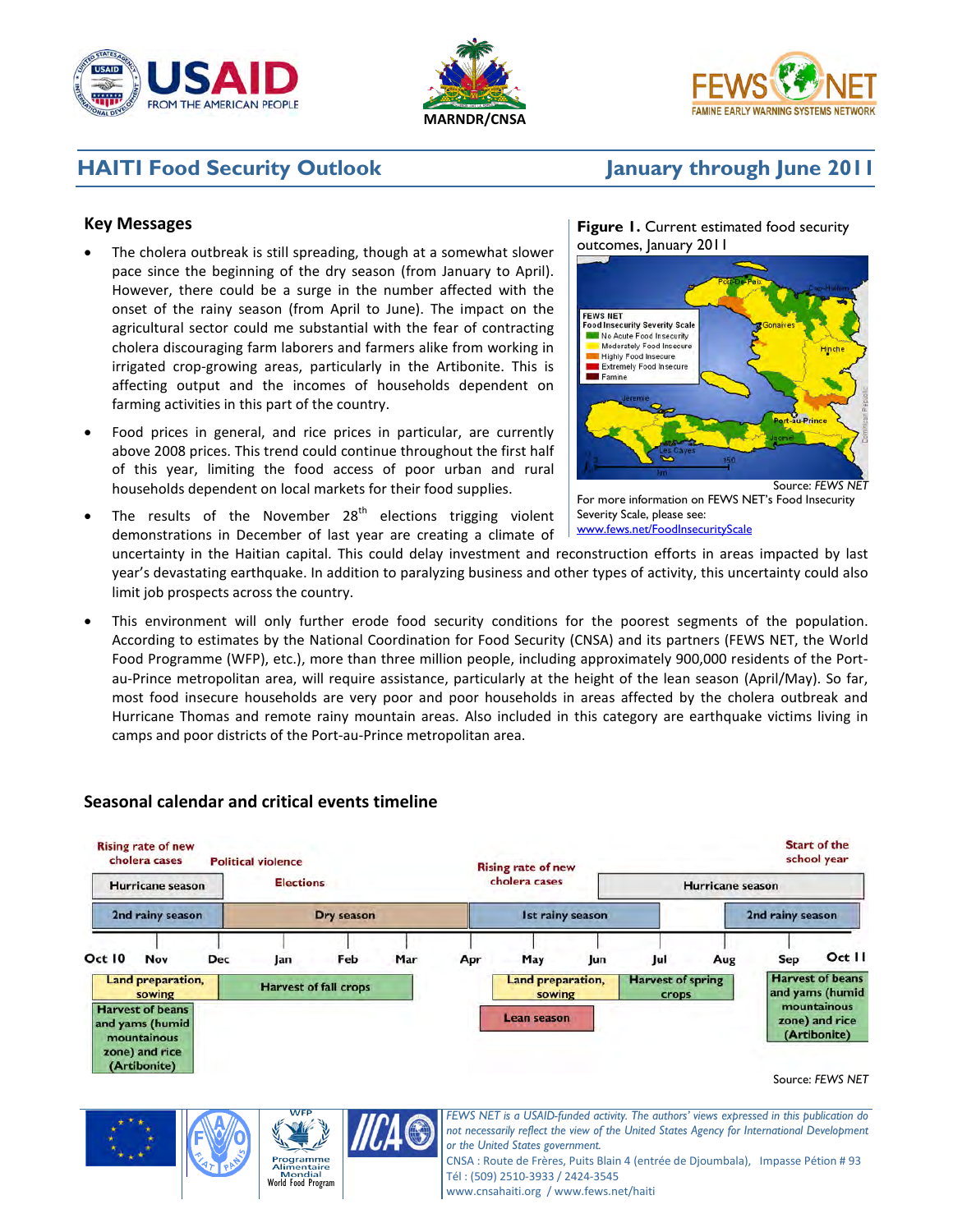# HAITI Food Security Outlook

## January through June 2011

### Key Messages

- The cholera outbreak is still spreading, though at a somewhat slower pace since the beginning of the dry season (from January to April). However, there could be a surge in the number affected with the onset of the rainy season (from April to June). The impact on the agricultural sector could me substantial with the fear of contracting cholera discouraging farm laborers and farmers alike from working in irrigated crop-growing areas, particularly in the Artibonite. This is affecting output and the incomes of households dependent on farming activities in this part of the country.
- Food prices in general, and rice prices in particular, are currently above 2008 prices. This trend could continue throughout the first half of this year, limiting the food access of poor urban and rural households dependent on local markets for their food supplies.
- The results of the November 28th elections trigging violent demonstrations in December of last year are creating a climate of uncertainty in the Haitian capital. This could delay investment and reconstruction efforts in areas impacted by last year's devastating earthquake. In addition to paralyzing business and other types of activity, this uncertainty could also limit job prospects across the country.
- This environment will only further erode food security conditions for the poorest segments of the population. According to estimates by the National Coordination for Food Security (CNSA) and its partners (FEWS NET, the World Food Programme (WFP), etc.), more than three million people, including approximately 900,000 residents of the Port-au-Prince metropolitan area, will require assistance, particularly at the height of the lean season (April/May). So far, most food insecure households are very poor and poor households in areas affected by the cholera outbreak and Hurricane Thomas and remote rainy mountain areas. Also included in this category are earthquake victims living in camps and poor districts of the Port-au-Prince metropolitan area.

**Figure 1.** Current estimated food security outcomes, January 2011

FEWS NET Food Insecurity Severity Scale: No Acute Food Insecurity; Moderately Food Insecure; Highly Food Insecure; Extremely Food Insecure; Famine

Source: *FEWS NET*

For more information on FEWS NET's Food Insecurity Severity Scale, please see: www.fews.net/FoodInsecurityScale

### Seasonal calendar and critical events timeline

| Period | Events / Seasons |
|---|---|
| Oct 10 – Dec | Rising rate of new cholera cases; Hurricane season; 2nd rainy season; Land preparation, sowing; Harvest of beans and yams (humid mountainous zone) and rice (Artibonite) |
| Dec – Mar | Political violence; Elections; Dry season; Harvest of fall crops |
| Apr – Jun | Rising rate of new cholera cases; 1st rainy season; Land preparation, sowing; Lean season |
| Jun – Aug | Hurricane season begins; Harvest of spring crops |
| Aug – Oct 11 | Hurricane season; 2nd rainy season; Start of the school year; Harvest of beans and yams (humid mountainous zone) and rice (Artibonite) |

Source: *FEWS NET*

*FEWS NET is a USAID-funded activity. The authors' views expressed in this publication do not necessarily reflect the view of the United States Agency for International Development or the United States government.*

CNSA : Route de Frères, Puits Blain 4 (entrée de Djoumbala), Impasse Pétion # 93
Tél : (509) 2510-3933 / 2424-3545
www.cnsahaiti.org / www.fews.net/haiti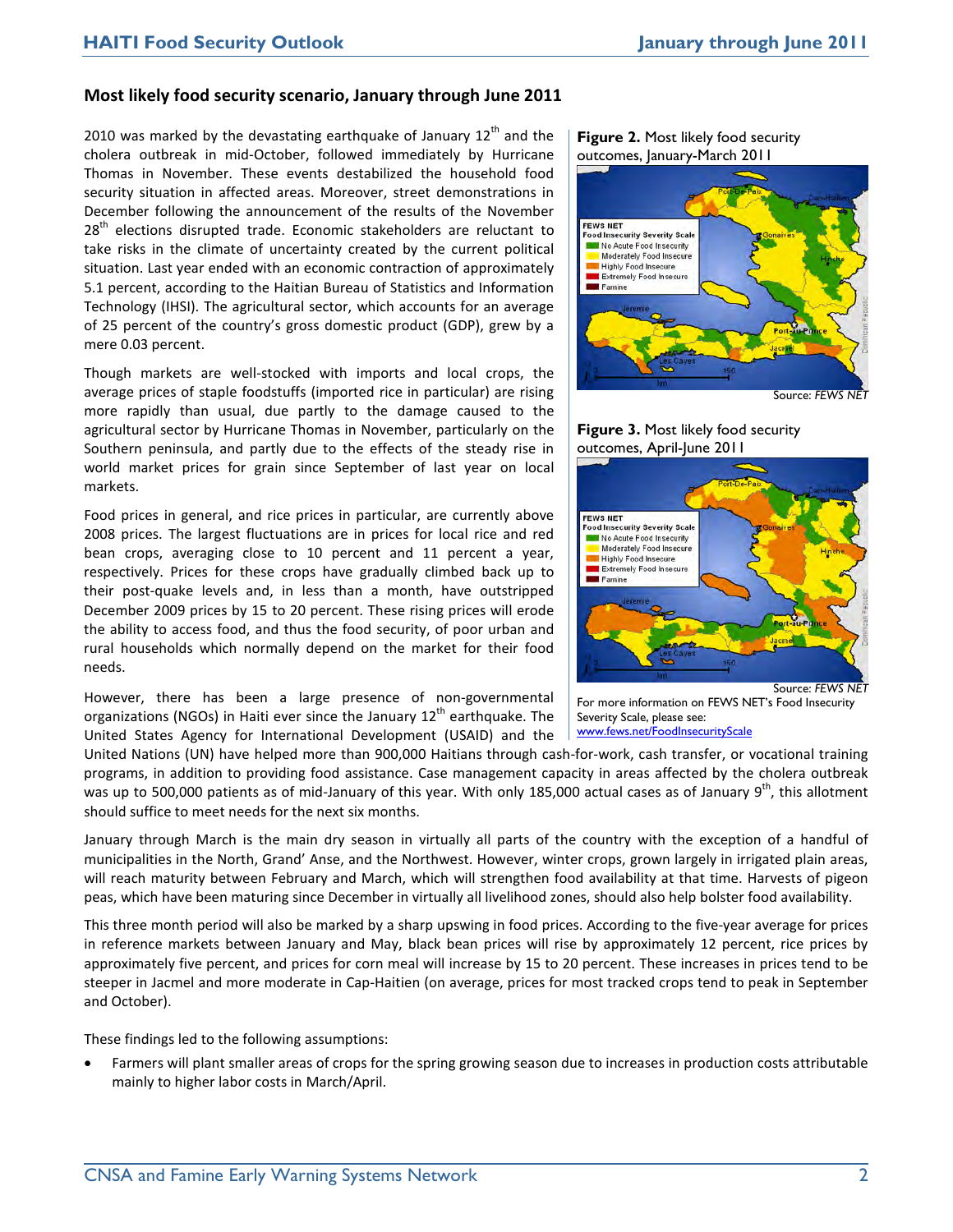## Most likely food security scenario, January through June 2011

2010 was marked by the devastating earthquake of January 12th and the cholera outbreak in mid-October, followed immediately by Hurricane Thomas in November. These events destabilized the household food security situation in affected areas. Moreover, street demonstrations in December following the announcement of the results of the November 28th elections disrupted trade. Economic stakeholders are reluctant to take risks in the climate of uncertainty created by the current political situation. Last year ended with an economic contraction of approximately 5.1 percent, according to the Haitian Bureau of Statistics and Information Technology (IHSI). The agricultural sector, which accounts for an average of 25 percent of the country's gross domestic product (GDP), grew by a mere 0.03 percent.

Though markets are well-stocked with imports and local crops, the average prices of staple foodstuffs (imported rice in particular) are rising more rapidly than usual, due partly to the damage caused to the agricultural sector by Hurricane Thomas in November, particularly on the Southern peninsula, and partly due to the effects of the steady rise in world market prices for grain since September of last year on local markets.

Food prices in general, and rice prices in particular, are currently above 2008 prices. The largest fluctuations are in prices for local rice and red bean crops, averaging close to 10 percent and 11 percent a year, respectively. Prices for these crops have gradually climbed back up to their post-quake levels and, in less than a month, have outstripped December 2009 prices by 15 to 20 percent. These rising prices will erode the ability to access food, and thus the food security, of poor urban and rural households which normally depend on the market for their food needs.

However, there has been a large presence of non-governmental organizations (NGOs) in Haiti ever since the January 12th earthquake. The United States Agency for International Development (USAID) and the United Nations (UN) have helped more than 900,000 Haitians through cash-for-work, cash transfer, or vocational training programs, in addition to providing food assistance. Case management capacity in areas affected by the cholera outbreak was up to 500,000 patients as of mid-January of this year. With only 185,000 actual cases as of January 9th, this allotment should suffice to meet needs for the next six months.

**Figure 2.** Most likely food security outcomes, January-March 2011

Source: *FEWS NET*

**Figure 3.** Most likely food security outcomes, April-June 2011

Source: *FEWS NET*

For more information on FEWS NET's Food Insecurity Severity Scale, please see: www.fews.net/FoodInsecurityScale

January through March is the main dry season in virtually all parts of the country with the exception of a handful of municipalities in the North, Grand' Anse, and the Northwest. However, winter crops, grown largely in irrigated plain areas, will reach maturity between February and March, which will strengthen food availability at that time. Harvests of pigeon peas, which have been maturing since December in virtually all livelihood zones, should also help bolster food availability.

This three month period will also be marked by a sharp upswing in food prices. According to the five-year average for prices in reference markets between January and May, black bean prices will rise by approximately 12 percent, rice prices by approximately five percent, and prices for corn meal will increase by 15 to 20 percent. These increases in prices tend to be steeper in Jacmel and more moderate in Cap-Haitien (on average, prices for most tracked crops tend to peak in September and October).

These findings led to the following assumptions:

- Farmers will plant smaller areas of crops for the spring growing season due to increases in production costs attributable mainly to higher labor costs in March/April.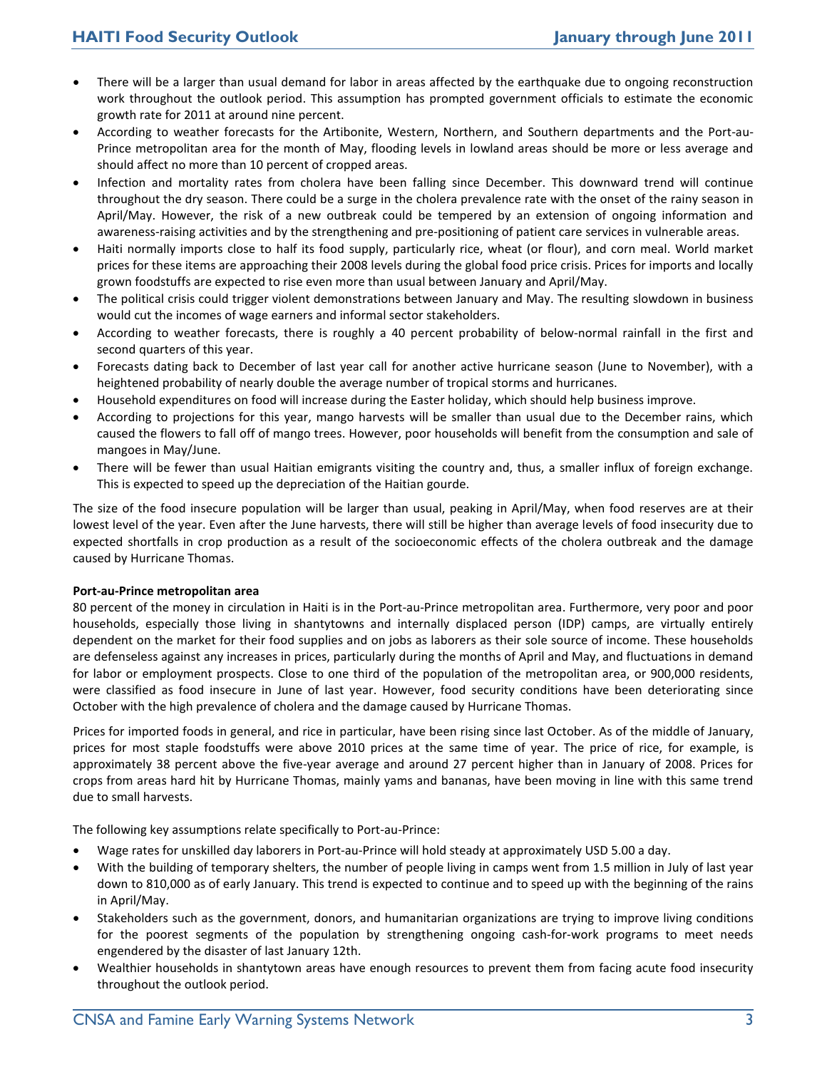- There will be a larger than usual demand for labor in areas affected by the earthquake due to ongoing reconstruction work throughout the outlook period. This assumption has prompted government officials to estimate the economic growth rate for 2011 at around nine percent.
- According to weather forecasts for the Artibonite, Western, Northern, and Southern departments and the Port-au-Prince metropolitan area for the month of May, flooding levels in lowland areas should be more or less average and should affect no more than 10 percent of cropped areas.
- Infection and mortality rates from cholera have been falling since December. This downward trend will continue throughout the dry season. There could be a surge in the cholera prevalence rate with the onset of the rainy season in April/May. However, the risk of a new outbreak could be tempered by an extension of ongoing information and awareness-raising activities and by the strengthening and pre-positioning of patient care services in vulnerable areas.
- Haiti normally imports close to half its food supply, particularly rice, wheat (or flour), and corn meal. World market prices for these items are approaching their 2008 levels during the global food price crisis. Prices for imports and locally grown foodstuffs are expected to rise even more than usual between January and April/May.
- The political crisis could trigger violent demonstrations between January and May. The resulting slowdown in business would cut the incomes of wage earners and informal sector stakeholders.
- According to weather forecasts, there is roughly a 40 percent probability of below-normal rainfall in the first and second quarters of this year.
- Forecasts dating back to December of last year call for another active hurricane season (June to November), with a heightened probability of nearly double the average number of tropical storms and hurricanes.
- Household expenditures on food will increase during the Easter holiday, which should help business improve.
- According to projections for this year, mango harvests will be smaller than usual due to the December rains, which caused the flowers to fall off of mango trees. However, poor households will benefit from the consumption and sale of mangoes in May/June.
- There will be fewer than usual Haitian emigrants visiting the country and, thus, a smaller influx of foreign exchange. This is expected to speed up the depreciation of the Haitian gourde.

The size of the food insecure population will be larger than usual, peaking in April/May, when food reserves are at their lowest level of the year. Even after the June harvests, there will still be higher than average levels of food insecurity due to expected shortfalls in crop production as a result of the socioeconomic effects of the cholera outbreak and the damage caused by Hurricane Thomas.

**Port-au-Prince metropolitan area**

80 percent of the money in circulation in Haiti is in the Port-au-Prince metropolitan area. Furthermore, very poor and poor households, especially those living in shantytowns and internally displaced person (IDP) camps, are virtually entirely dependent on the market for their food supplies and on jobs as laborers as their sole source of income. These households are defenseless against any increases in prices, particularly during the months of April and May, and fluctuations in demand for labor or employment prospects. Close to one third of the population of the metropolitan area, or 900,000 residents, were classified as food insecure in June of last year. However, food security conditions have been deteriorating since October with the high prevalence of cholera and the damage caused by Hurricane Thomas.

Prices for imported foods in general, and rice in particular, have been rising since last October. As of the middle of January, prices for most staple foodstuffs were above 2010 prices at the same time of year. The price of rice, for example, is approximately 38 percent above the five-year average and around 27 percent higher than in January of 2008. Prices for crops from areas hard hit by Hurricane Thomas, mainly yams and bananas, have been moving in line with this same trend due to small harvests.

The following key assumptions relate specifically to Port-au-Prince:

- Wage rates for unskilled day laborers in Port-au-Prince will hold steady at approximately USD 5.00 a day.
- With the building of temporary shelters, the number of people living in camps went from 1.5 million in July of last year down to 810,000 as of early January. This trend is expected to continue and to speed up with the beginning of the rains in April/May.
- Stakeholders such as the government, donors, and humanitarian organizations are trying to improve living conditions for the poorest segments of the population by strengthening ongoing cash-for-work programs to meet needs engendered by the disaster of last January 12th.
- Wealthier households in shantytown areas have enough resources to prevent them from facing acute food insecurity throughout the outlook period.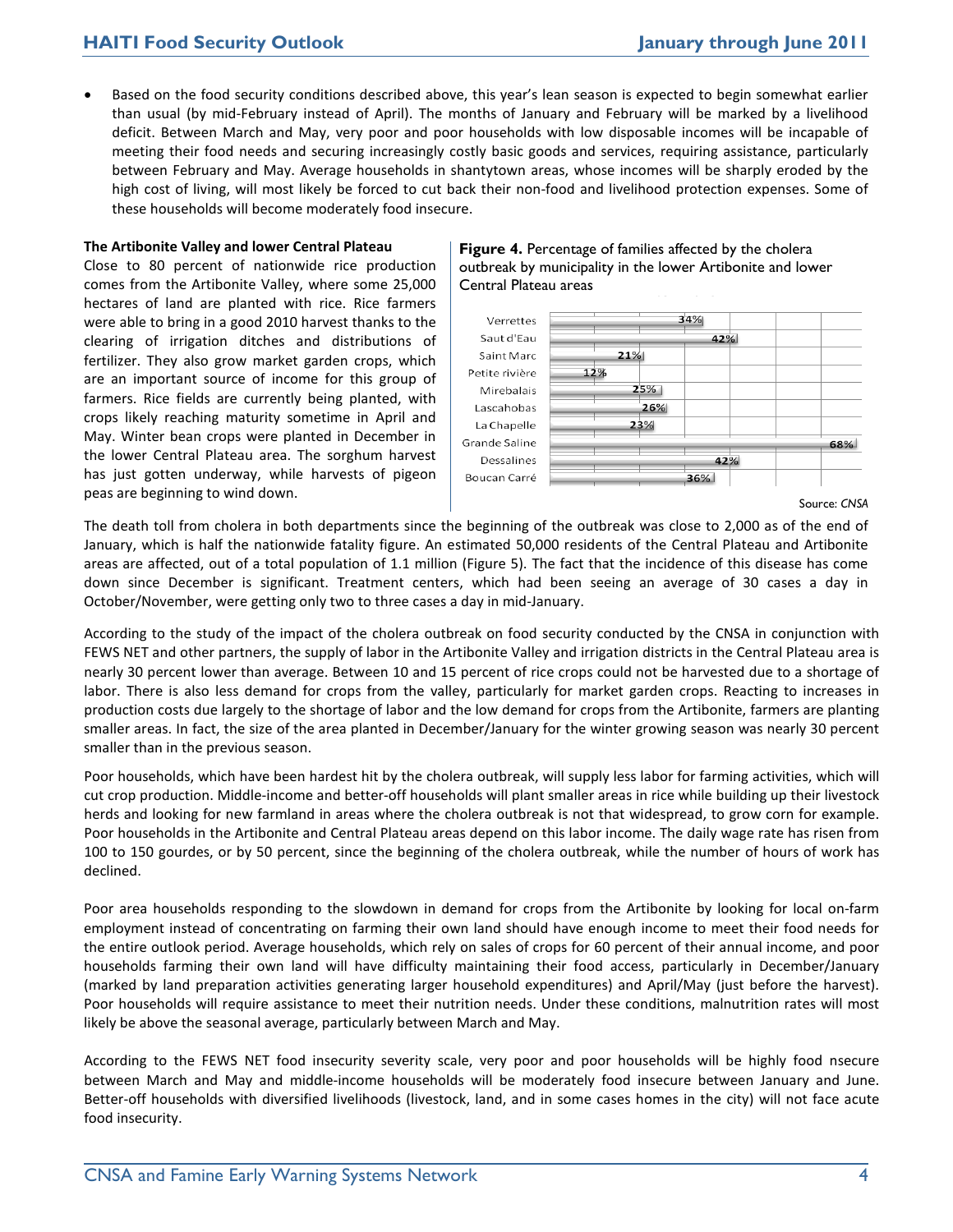- Based on the food security conditions described above, this year's lean season is expected to begin somewhat earlier than usual (by mid-February instead of April). The months of January and February will be marked by a livelihood deficit. Between March and May, very poor and poor households with low disposable incomes will be incapable of meeting their food needs and securing increasingly costly basic goods and services, requiring assistance, particularly between February and May. Average households in shantytown areas, whose incomes will be sharply eroded by the high cost of living, will most likely be forced to cut back their non-food and livelihood protection expenses. Some of these households will become moderately food insecure.

**The Artibonite Valley and lower Central Plateau**

Close to 80 percent of nationwide rice production comes from the Artibonite Valley, where some 25,000 hectares of land are planted with rice. Rice farmers were able to bring in a good 2010 harvest thanks to the clearing of irrigation ditches and distributions of fertilizer. They also grow market garden crops, which are an important source of income for this group of farmers. Rice fields are currently being planted, with crops likely reaching maturity sometime in April and May. Winter bean crops were planted in December in the lower Central Plateau area. The sorghum harvest has just gotten underway, while harvests of pigeon peas are beginning to wind down.

**Figure 4.** Percentage of families affected by the cholera outbreak by municipality in the lower Artibonite and lower Central Plateau areas

| Municipality | Percentage |
|---|---|
| Verrettes | 34% |
| Saut d'Eau | 42% |
| Saint Marc | 21% |
| Petite rivière | 12% |
| Mirebalais | 25% |
| Lascahobas | 26% |
| La Chapelle | 23% |
| Grande Saline | 68% |
| Dessalines | 42% |
| Boucan Carré | 36% |

Source: *CNSA*

The death toll from cholera in both departments since the beginning of the outbreak was close to 2,000 as of the end of January, which is half the nationwide fatality figure. An estimated 50,000 residents of the Central Plateau and Artibonite areas are affected, out of a total population of 1.1 million (Figure 5). The fact that the incidence of this disease has come down since December is significant. Treatment centers, which had been seeing an average of 30 cases a day in October/November, were getting only two to three cases a day in mid-January.

According to the study of the impact of the cholera outbreak on food security conducted by the CNSA in conjunction with FEWS NET and other partners, the supply of labor in the Artibonite Valley and irrigation districts in the Central Plateau area is nearly 30 percent lower than average. Between 10 and 15 percent of rice crops could not be harvested due to a shortage of labor. There is also less demand for crops from the valley, particularly for market garden crops. Reacting to increases in production costs due largely to the shortage of labor and the low demand for crops from the Artibonite, farmers are planting smaller areas. In fact, the size of the area planted in December/January for the winter growing season was nearly 30 percent smaller than in the previous season.

Poor households, which have been hardest hit by the cholera outbreak, will supply less labor for farming activities, which will cut crop production. Middle-income and better-off households will plant smaller areas in rice while building up their livestock herds and looking for new farmland in areas where the cholera outbreak is not that widespread, to grow corn for example. Poor households in the Artibonite and Central Plateau areas depend on this labor income. The daily wage rate has risen from 100 to 150 gourdes, or by 50 percent, since the beginning of the cholera outbreak, while the number of hours of work has declined.

Poor area households responding to the slowdown in demand for crops from the Artibonite by looking for local on-farm employment instead of concentrating on farming their own land should have enough income to meet their food needs for the entire outlook period. Average households, which rely on sales of crops for 60 percent of their annual income, and poor households farming their own land will have difficulty maintaining their food access, particularly in December/January (marked by land preparation activities generating larger household expenditures) and April/May (just before the harvest). Poor households will require assistance to meet their nutrition needs. Under these conditions, malnutrition rates will most likely be above the seasonal average, particularly between March and May.

According to the FEWS NET food insecurity severity scale, very poor and poor households will be highly food nsecure between March and May and middle-income households will be moderately food insecure between January and June. Better-off households with diversified livelihoods (livestock, land, and in some cases homes in the city) will not face acute food insecurity.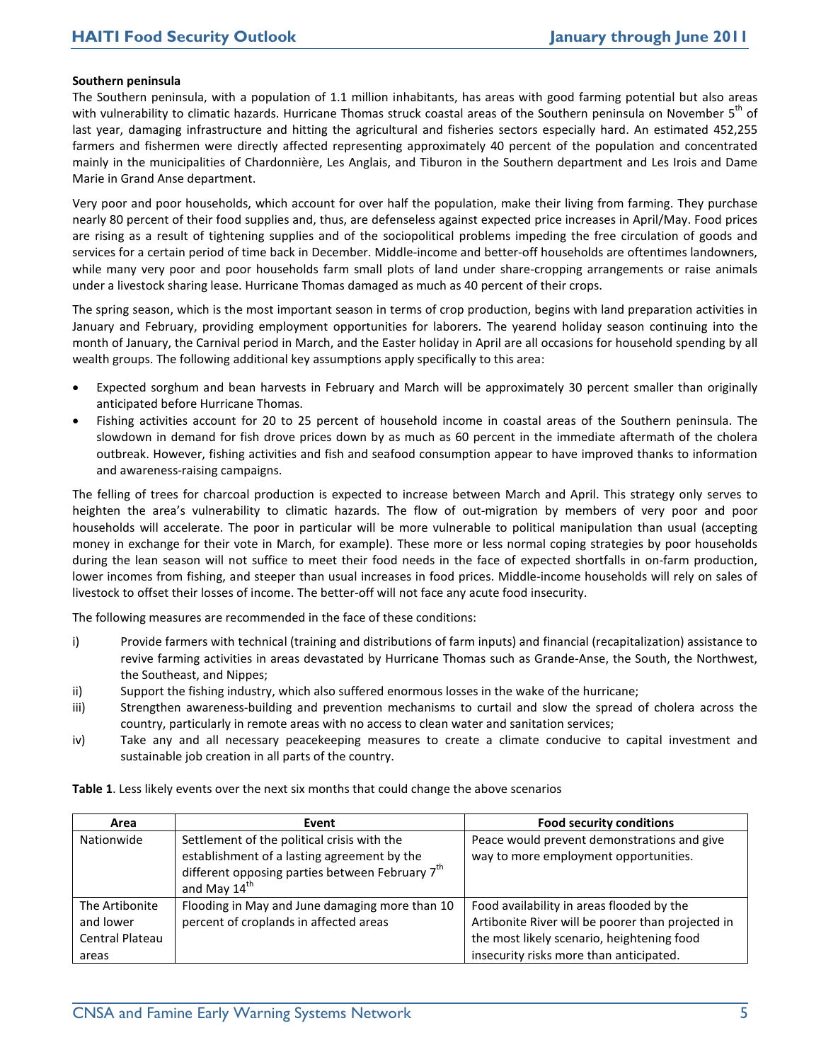**Southern peninsula**

The Southern peninsula, with a population of 1.1 million inhabitants, has areas with good farming potential but also areas with vulnerability to climatic hazards. Hurricane Thomas struck coastal areas of the Southern peninsula on November 5th of last year, damaging infrastructure and hitting the agricultural and fisheries sectors especially hard. An estimated 452,255 farmers and fishermen were directly affected representing approximately 40 percent of the population and concentrated mainly in the municipalities of Chardonnière, Les Anglais, and Tiburon in the Southern department and Les Irois and Dame Marie in Grand Anse department.

Very poor and poor households, which account for over half the population, make their living from farming. They purchase nearly 80 percent of their food supplies and, thus, are defenseless against expected price increases in April/May. Food prices are rising as a result of tightening supplies and of the sociopolitical problems impeding the free circulation of goods and services for a certain period of time back in December. Middle-income and better-off households are oftentimes landowners, while many very poor and poor households farm small plots of land under share-cropping arrangements or raise animals under a livestock sharing lease. Hurricane Thomas damaged as much as 40 percent of their crops.

The spring season, which is the most important season in terms of crop production, begins with land preparation activities in January and February, providing employment opportunities for laborers. The yearend holiday season continuing into the month of January, the Carnival period in March, and the Easter holiday in April are all occasions for household spending by all wealth groups. The following additional key assumptions apply specifically to this area:

- Expected sorghum and bean harvests in February and March will be approximately 30 percent smaller than originally anticipated before Hurricane Thomas.
- Fishing activities account for 20 to 25 percent of household income in coastal areas of the Southern peninsula. The slowdown in demand for fish drove prices down by as much as 60 percent in the immediate aftermath of the cholera outbreak. However, fishing activities and fish and seafood consumption appear to have improved thanks to information and awareness-raising campaigns.

The felling of trees for charcoal production is expected to increase between March and April. This strategy only serves to heighten the area's vulnerability to climatic hazards. The flow of out-migration by members of very poor and poor households will accelerate. The poor in particular will be more vulnerable to political manipulation than usual (accepting money in exchange for their vote in March, for example). These more or less normal coping strategies by poor households during the lean season will not suffice to meet their food needs in the face of expected shortfalls in on-farm production, lower incomes from fishing, and steeper than usual increases in food prices. Middle-income households will rely on sales of livestock to offset their losses of income. The better-off will not face any acute food insecurity.

The following measures are recommended in the face of these conditions:

i) Provide farmers with technical (training and distributions of farm inputs) and financial (recapitalization) assistance to revive farming activities in areas devastated by Hurricane Thomas such as Grande-Anse, the South, the Northwest, the Southeast, and Nippes;

ii) Support the fishing industry, which also suffered enormous losses in the wake of the hurricane;

iii) Strengthen awareness-building and prevention mechanisms to curtail and slow the spread of cholera across the country, particularly in remote areas with no access to clean water and sanitation services;

iv) Take any and all necessary peacekeeping measures to create a climate conducive to capital investment and sustainable job creation in all parts of the country.

**Table 1**. Less likely events over the next six months that could change the above scenarios

| Area | Event | Food security conditions |
|---|---|---|
| Nationwide | Settlement of the political crisis with the establishment of a lasting agreement by the different opposing parties between February 7th and May 14th | Peace would prevent demonstrations and give way to more employment opportunities. |
| The Artibonite and lower Central Plateau areas | Flooding in May and June damaging more than 10 percent of croplands in affected areas | Food availability in areas flooded by the Artibonite River will be poorer than projected in the most likely scenario, heightening food insecurity risks more than anticipated. |